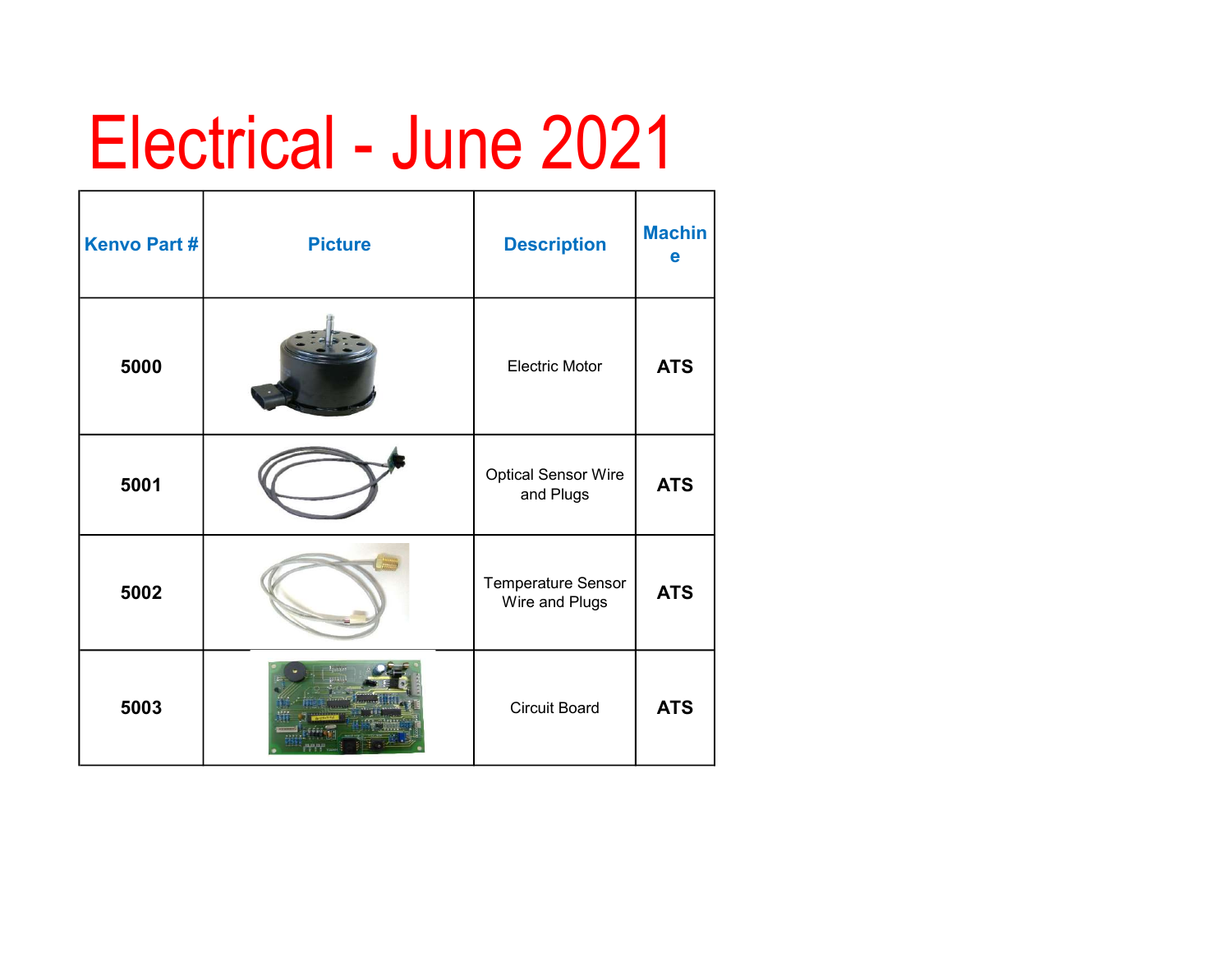# Electrical - June 2021

| Kenvo Part # | Picture | Description | Machine |
|---|---|---|---|
| **5000** | | Electric Motor | **ATS** |
| **5001** | | Optical Sensor Wire and Plugs | **ATS** |
| **5002** | | Temperature Sensor Wire and Plugs | **ATS** |
| **5003** | | Circuit Board | **ATS** |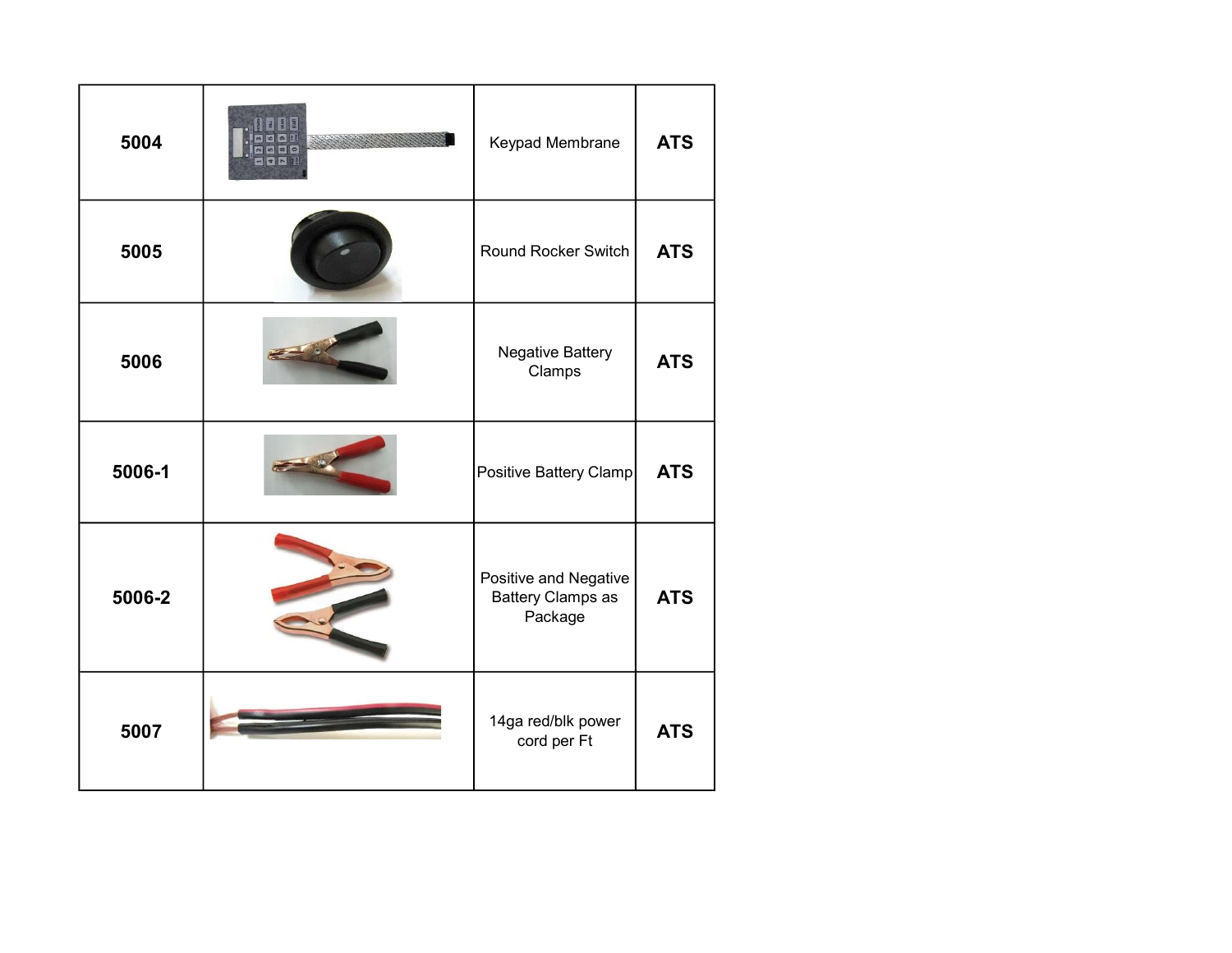| | | | |
|---|---|---|---|
| **5004** | | Keypad Membrane | **ATS** |
| **5005** | | Round Rocker Switch | **ATS** |
| **5006** | | Negative Battery Clamps | **ATS** |
| **5006-1** | | Positive Battery Clamp | **ATS** |
| **5006-2** | | Positive and Negative Battery Clamps as Package | **ATS** |
| **5007** | | 14ga red/blk power cord per Ft | **ATS** |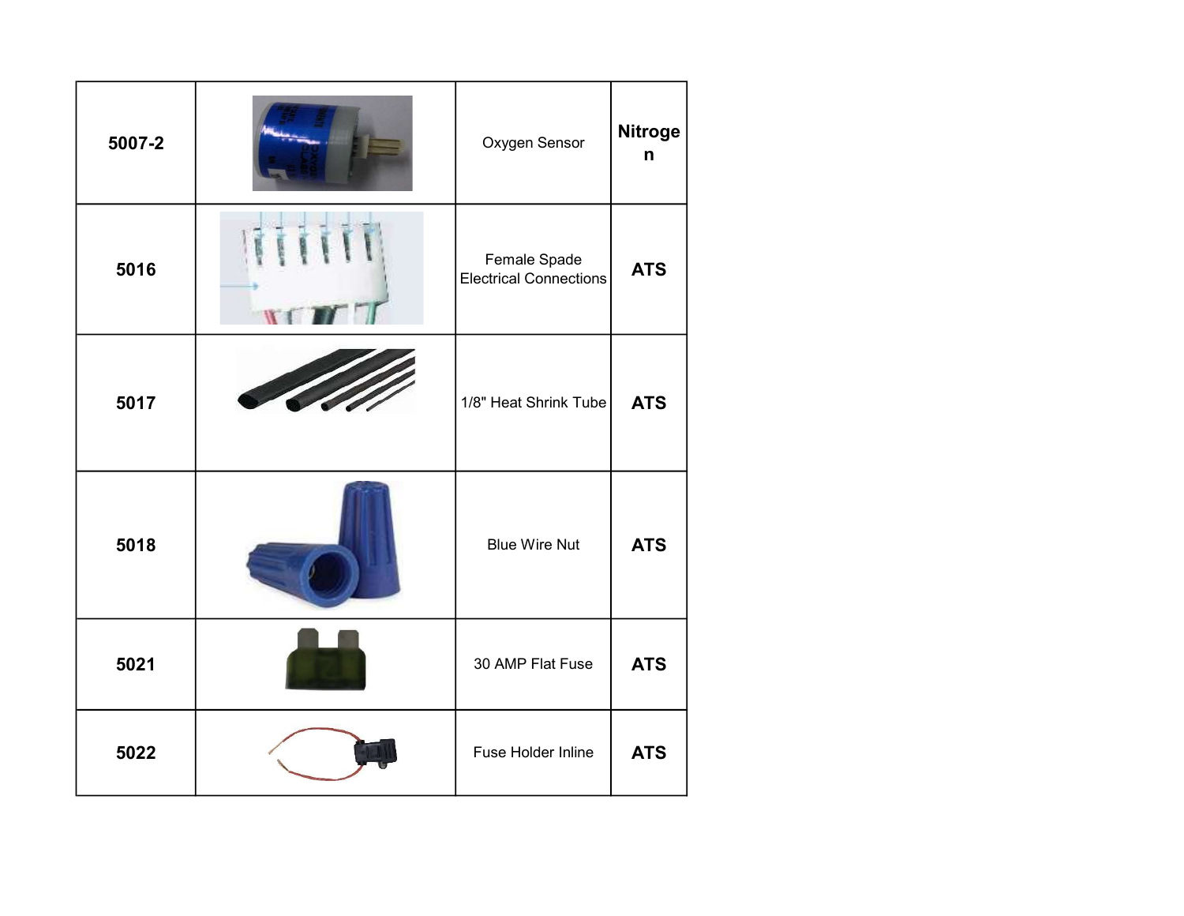| | | | |
|---|---|---|---|
| 5007-2 | | Oxygen Sensor | Nitrogen |
| 5016 | | Female Spade Electrical Connections | ATS |
| 5017 | | 1/8" Heat Shrink Tube | ATS |
| 5018 | | Blue Wire Nut | ATS |
| 5021 | | 30 AMP Flat Fuse | ATS |
| 5022 | | Fuse Holder Inline | ATS |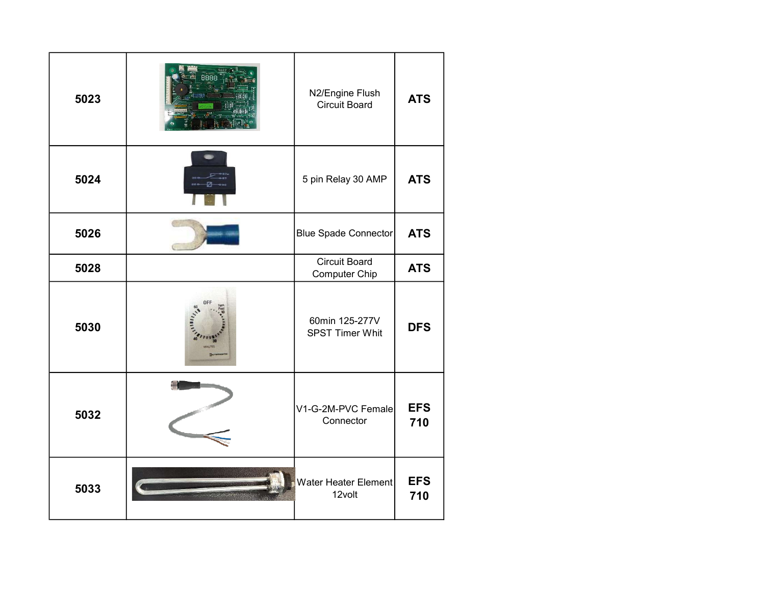| | | | |
|---|---|---|---|
| **5023** | | N2/Engine Flush Circuit Board | **ATS** |
| **5024** | | 5 pin Relay 30 AMP | **ATS** |
| **5026** | | Blue Spade Connector | **ATS** |
| **5028** | | Circuit Board Computer Chip | **ATS** |
| **5030** | | 60min 125-277V SPST Timer Whit | **DFS** |
| **5032** | | V1-G-2M-PVC Female Connector | **EFS 710** |
| **5033** | | Water Heater Element 12volt | **EFS 710** |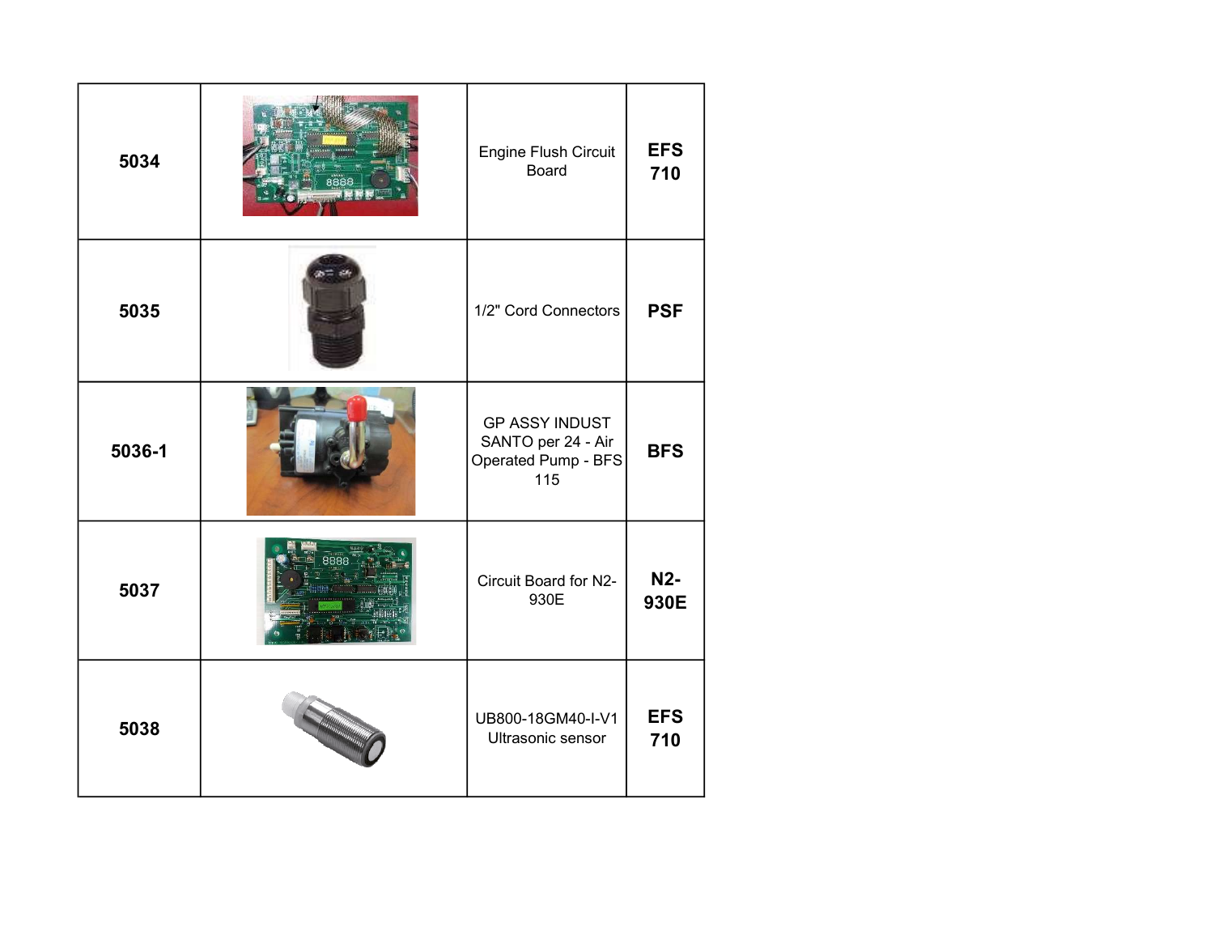| | | | |
|---|---|---|---|
| **5034** | | Engine Flush Circuit Board | **EFS 710** |
| **5035** | | 1/2" Cord Connectors | **PSF** |
| **5036-1** | | GP ASSY INDUST SANTO per 24 - Air Operated Pump - BFS 115 | **BFS** |
| **5037** | | Circuit Board for N2-930E | **N2-930E** |
| **5038** | | UB800-18GM40-I-V1 Ultrasonic sensor | **EFS 710** |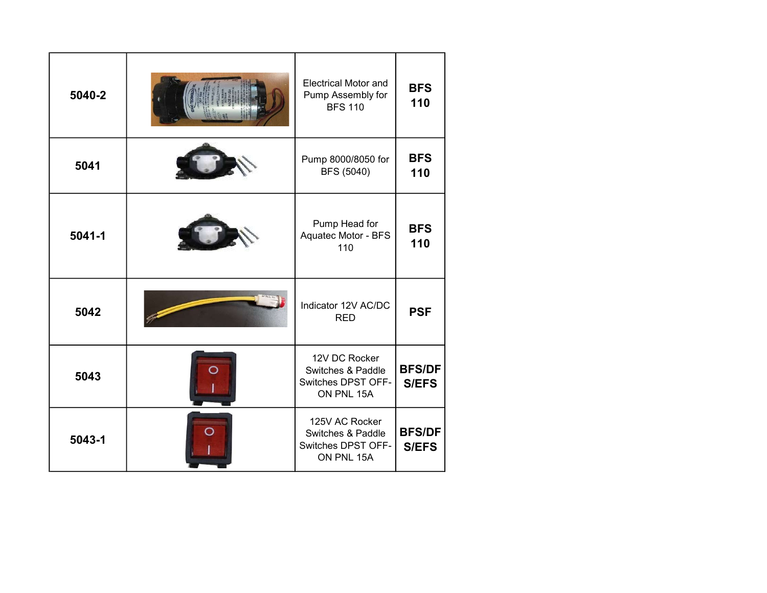| | | | |
|---|---|---|---|
| **5040-2** | | Electrical Motor and Pump Assembly for BFS 110 | **BFS 110** |
| **5041** | | Pump 8000/8050 for BFS (5040) | **BFS 110** |
| **5041-1** | | Pump Head for Aquatec Motor - BFS 110 | **BFS 110** |
| **5042** | | Indicator 12V AC/DC RED | **PSF** |
| **5043** | | 12V DC Rocker Switches & Paddle Switches DPST OFF-ON PNL 15A | **BFS/DFS/EFS** |
| **5043-1** | | 125V AC Rocker Switches & Paddle Switches DPST OFF-ON PNL 15A | **BFS/DFS/EFS** |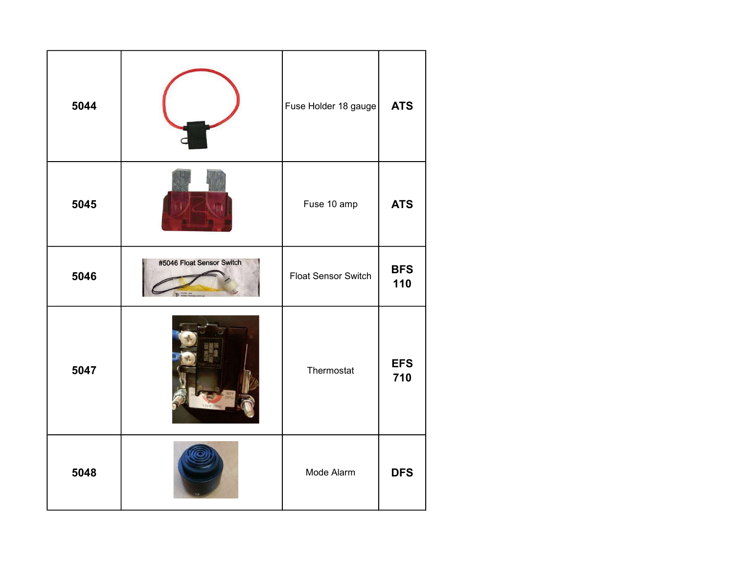| | | | |
|---|---|---|---|
| **5044** | | Fuse Holder 18 gauge | **ATS** |
| **5045** | | Fuse 10 amp | **ATS** |
| **5046** | | Float Sensor Switch | **BFS 110** |
| **5047** | | Thermostat | **EFS 710** |
| **5048** | | Mode Alarm | **DFS** |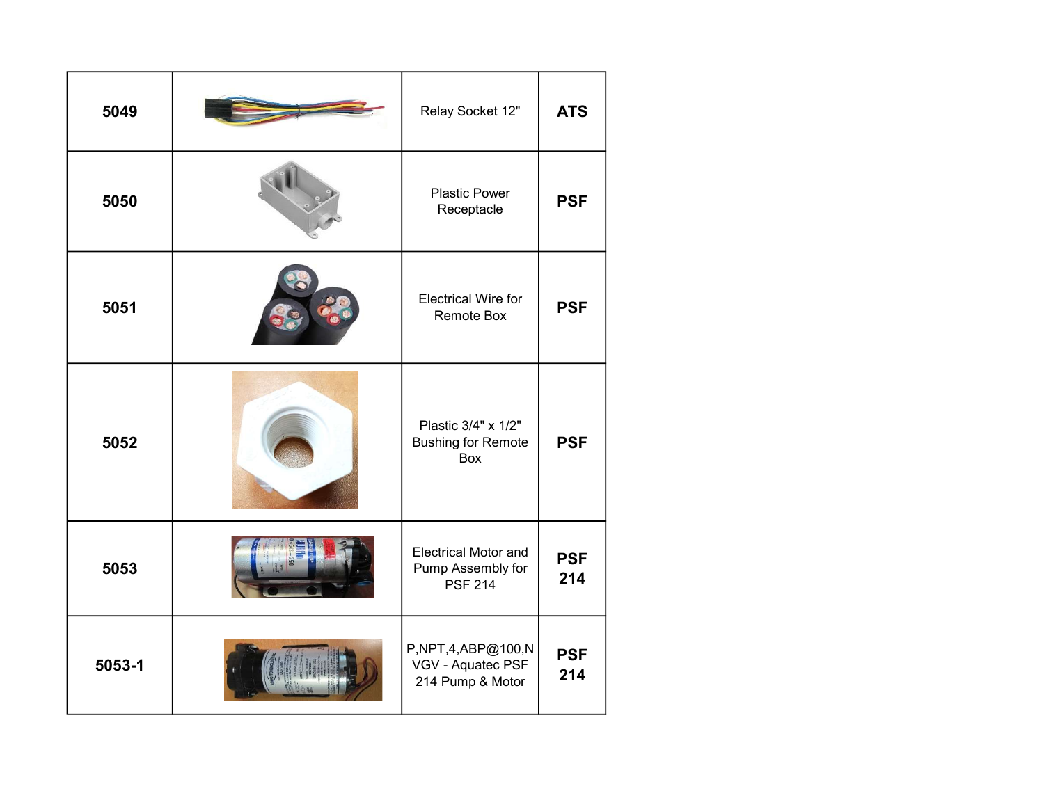| 5049 | | Relay Socket 12" | **ATS** |
|---|---|---|---|
| **5050** | | Plastic Power Receptacle | **PSF** |
| **5051** | | Electrical Wire for Remote Box | **PSF** |
| **5052** | | Plastic 3/4" x 1/2" Bushing for Remote Box | **PSF** |
| **5053** | | Electrical Motor and Pump Assembly for PSF 214 | **PSF 214** |
| **5053-1** | | P,NPT,4,ABP@100,NVGV - Aquatec PSF 214 Pump & Motor | **PSF 214** |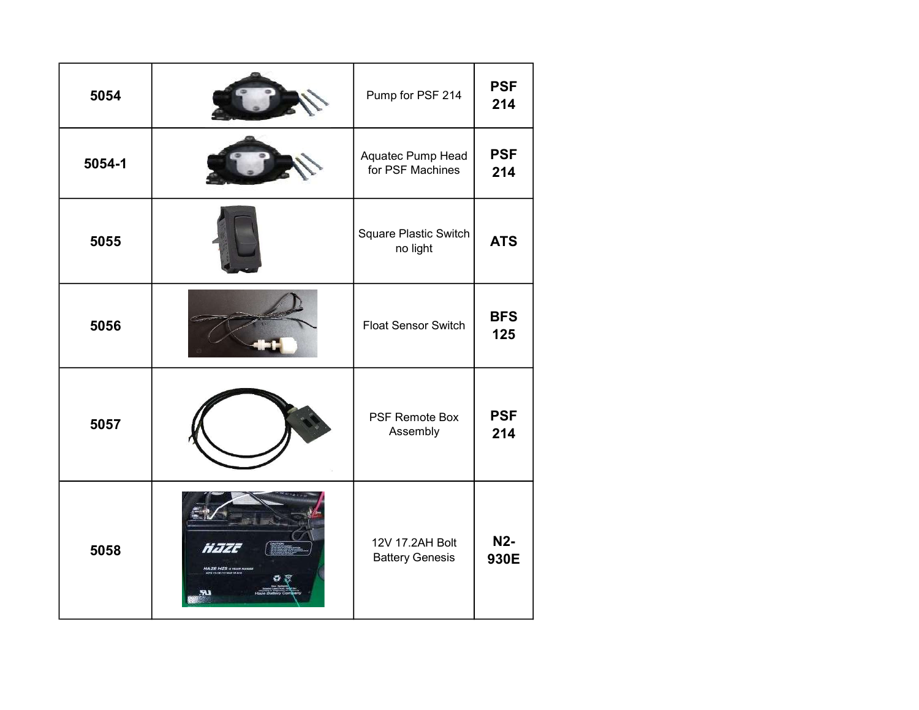| | | | |
|---|---|---|---|
| **5054** | | Pump for PSF 214 | **PSF 214** |
| **5054-1** | | Aquatec Pump Head for PSF Machines | **PSF 214** |
| **5055** | | Square Plastic Switch no light | **ATS** |
| **5056** | | Float Sensor Switch | **BFS 125** |
| **5057** | | PSF Remote Box Assembly | **PSF 214** |
| **5058** | | 12V 17.2AH Bolt Battery Genesis | **N2-930E** |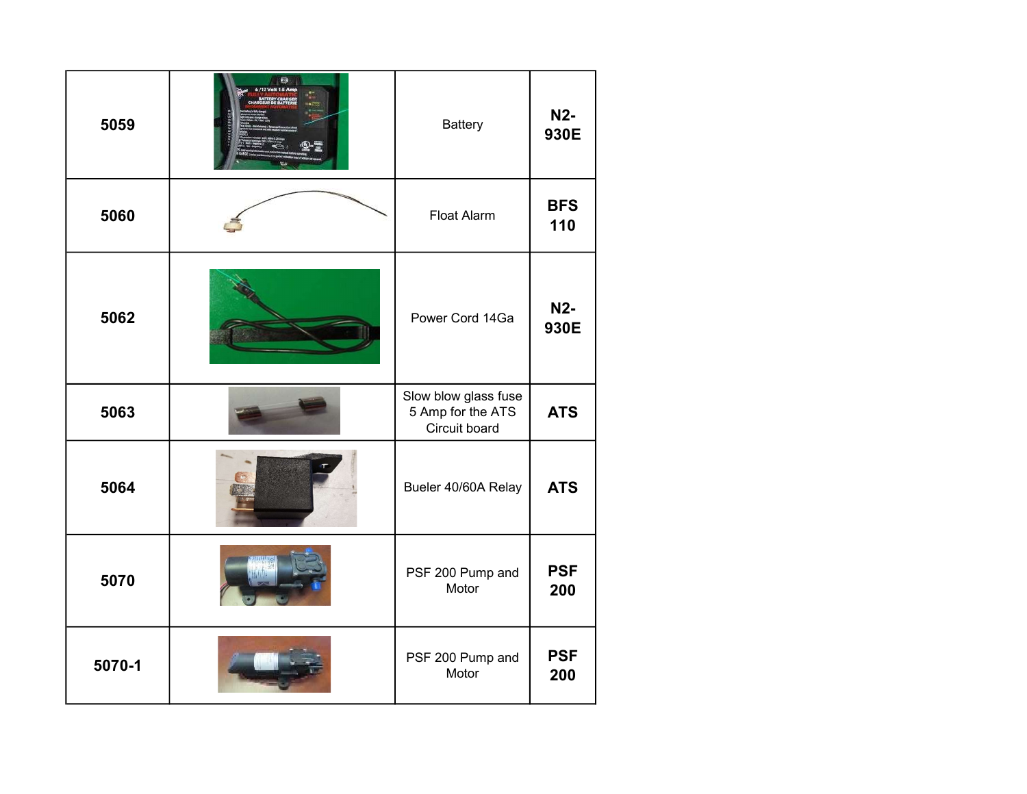| **5059** | | Battery | **N2-930E** |
|---|---|---|---|
| **5060** | | Float Alarm | **BFS 110** |
| **5062** | | Power Cord 14Ga | **N2-930E** |
| **5063** | | Slow blow glass fuse 5 Amp for the ATS Circuit board | **ATS** |
| **5064** | | Bueler 40/60A Relay | **ATS** |
| **5070** | | PSF 200 Pump and Motor | **PSF 200** |
| **5070-1** | | PSF 200 Pump and Motor | **PSF 200** |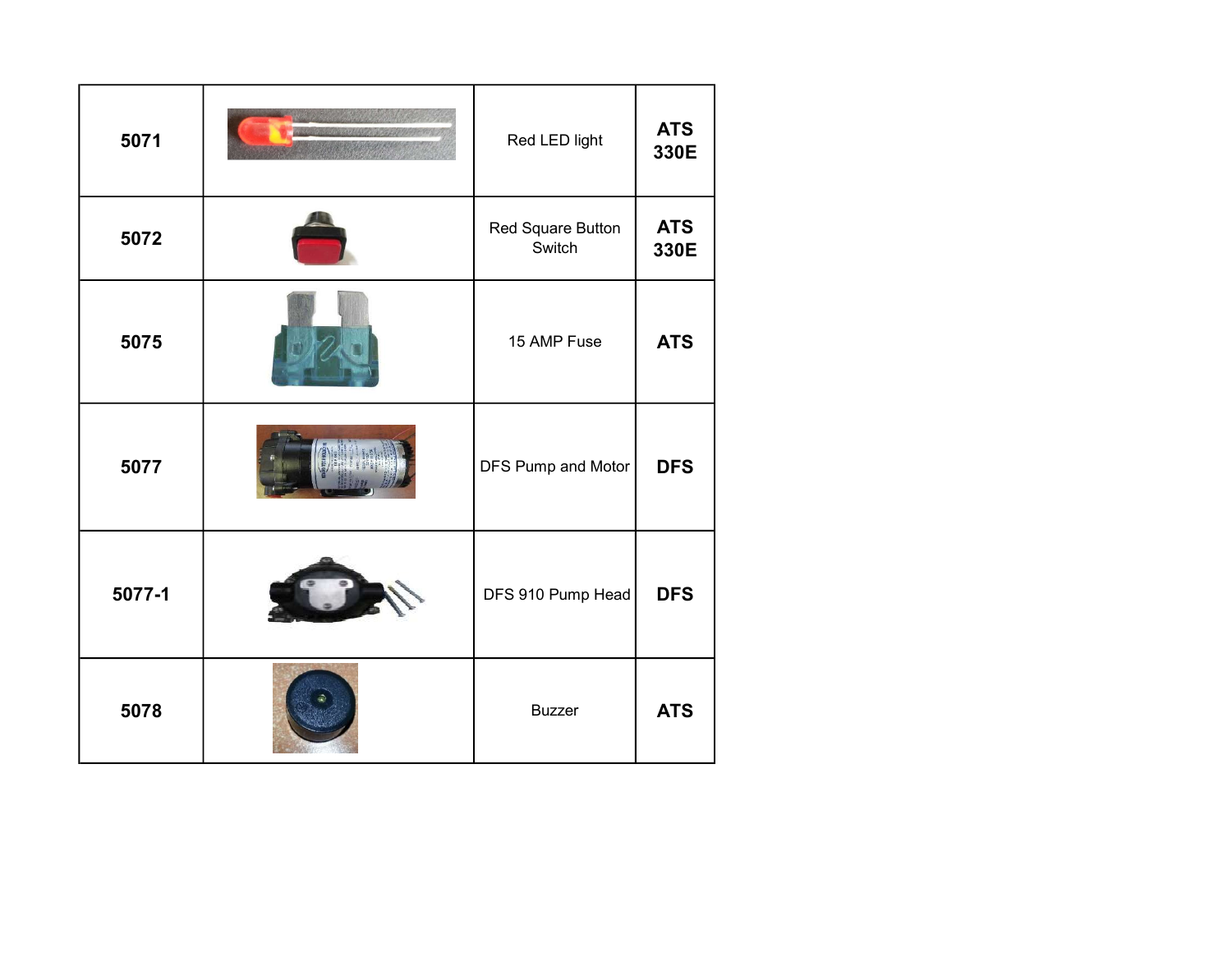| 5071 | | Red LED light | ATS 330E |
|---|---|---|---|
| 5072 | | Red Square Button Switch | ATS 330E |
| 5075 | | 15 AMP Fuse | ATS |
| 5077 | | DFS Pump and Motor | DFS |
| 5077-1 | | DFS 910 Pump Head | DFS |
| 5078 | | Buzzer | ATS |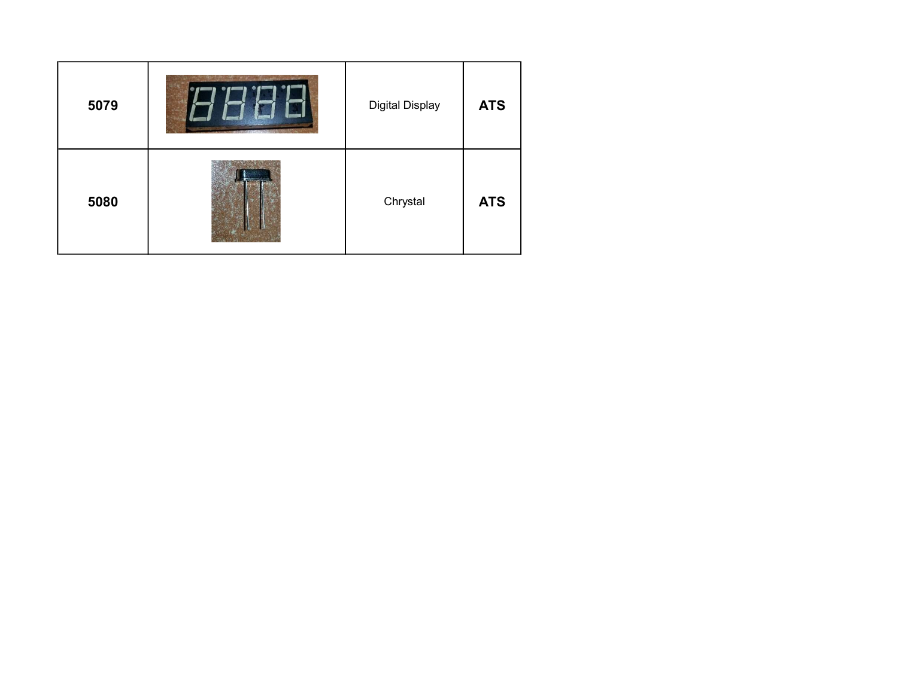| | | | |
|---|---|---|---|
| **5079** | | Digital Display | **ATS** |
| **5080** | | Chrystal | **ATS** |